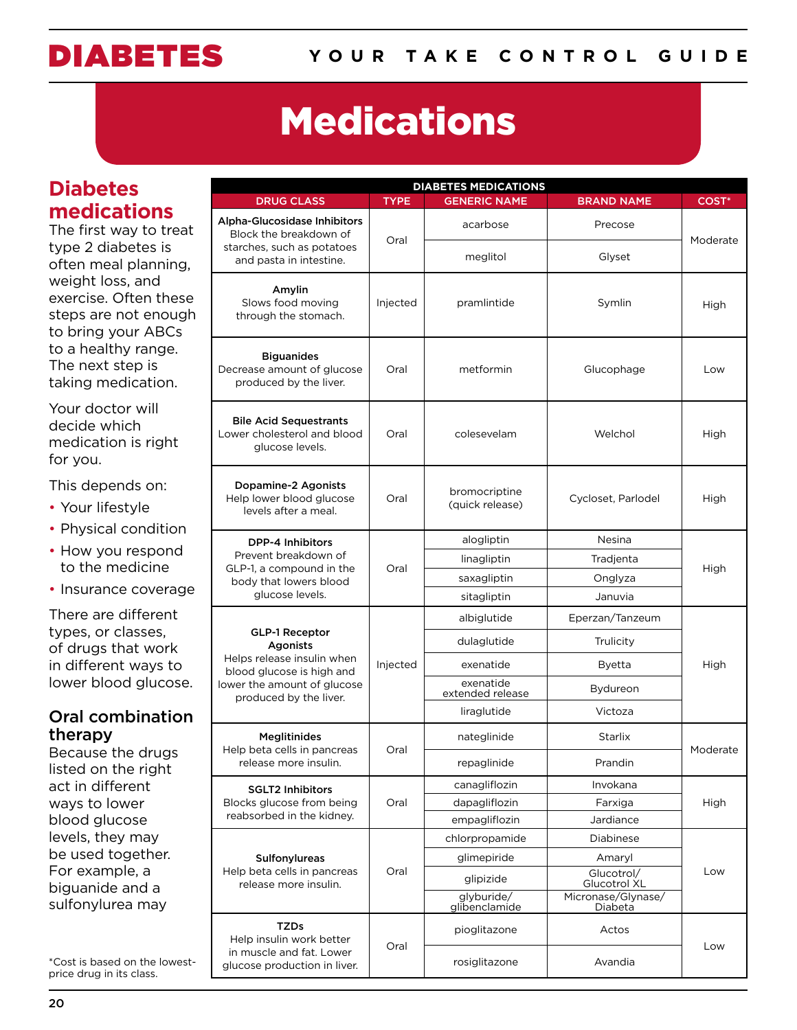# Medications

## Diabetes medications

The first way to treat type 2 diabetes is often meal planning, weight loss, and exercise. Often these steps are not enough to bring your ABCs to a healthy range. The next step is taking medication.

Your doctor will decide which medication is right for you.

This depends on:

- Your lifestyle
- Physical condition
- How you respond to the medicine
- Insurance coverage

There are different types, or classes, of drugs that work in different ways to lower blood glucose.

### Oral combination therapy

Because the drugs listed on the right act in different ways to lower blood glucose levels, they may be used together. For example, a biguanide and a sulfonylurea may

*Cost is based on the lowest-price drug in its class.

| DIABETES MEDICATIONS | | | | |
|---|---|---|---|---|
| **DRUG CLASS** | **TYPE** | **GENERIC NAME** | **BRAND NAME** | **COST*** |
| **Alpha-Glucosidase Inhibitors** Block the breakdown of starches, such as potatoes and pasta in intestine. | Oral | acarbose | Precose | Moderate |
| | | meglitol | Glyset | |
| **Amylin** Slows food moving through the stomach. | Injected | pramlintide | Symlin | High |
| **Biguanides** Decrease amount of glucose produced by the liver. | Oral | metformin | Glucophage | Low |
| **Bile Acid Sequestrants** Lower cholesterol and blood glucose levels. | Oral | colesevelam | Welchol | High |
| **Dopamine-2 Agonists** Help lower blood glucose levels after a meal. | Oral | bromocriptine (quick release) | Cycloset, Parlodel | High |
| **DPP-4 Inhibitors** Prevent breakdown of GLP-1, a compound in the body that lowers blood glucose levels. | Oral | alogliptin | Nesina | High |
| | | linagliptin | Tradjenta | |
| | | saxagliptin | Onglyza | |
| | | sitagliptin | Januvia | |
| **GLP-1 Receptor Agonists** Helps release insulin when blood glucose is high and lower the amount of glucose produced by the liver. | Injected | albiglutide | Eperzan/Tanzeum | High |
| | | dulaglutide | Trulicity | |
| | | exenatide | Byetta | |
| | | exenatide extended release | Bydureon | |
| | | liraglutide | Victoza | |
| **Meglitinides** Help beta cells in pancreas release more insulin. | Oral | nateglinide | Starlix | Moderate |
| | | repaglinide | Prandin | |
| **SGLT2 Inhibitors** Blocks glucose from being reabsorbed in the kidney. | Oral | canagliflozin | Invokana | High |
| | | dapagliflozin | Farxiga | |
| | | empagliflozin | Jardiance | |
| **Sulfonylureas** Help beta cells in pancreas release more insulin. | Oral | chlorpropamide | Diabinese | Low |
| | | glimepiride | Amaryl | |
| | | glipizide | Glucotrol/ Glucotrol XL | |
| | | glyburide/ glibenclamide | Micronase/Glynase/ Diabeta | |
| **TZDs** Help insulin work better in muscle and fat. Lower glucose production in liver. | Oral | pioglitazone | Actos | Low |
| | | rosiglitazone | Avandia | |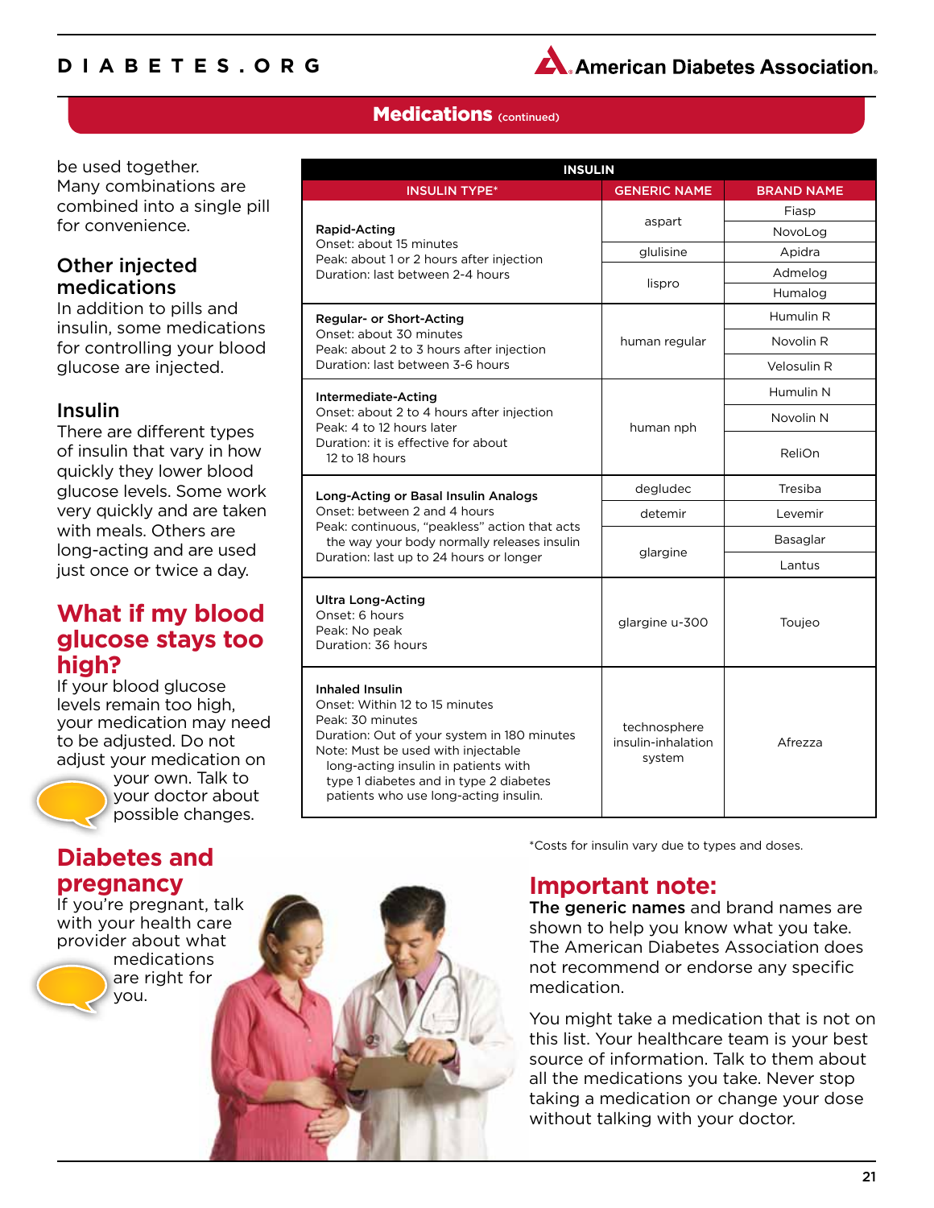## Medications (continued)

be used together. Many combinations are combined into a single pill for convenience.

### Other injected medications

In addition to pills and insulin, some medications for controlling your blood glucose are injected.

### Insulin

There are different types of insulin that vary in how quickly they lower blood glucose levels. Some work very quickly and are taken with meals. Others are long-acting and are used just once or twice a day.

## What if my blood glucose stays too high?

If your blood glucose levels remain too high, your medication may need to be adjusted. Do not adjust your medication on your own. Talk to your doctor about possible changes.

## Diabetes and pregnancy

If you're pregnant, talk with your health care provider about what medications are right for you.

| INSULIN | | |
|---|---|---|
| **INSULIN TYPE*** | **GENERIC NAME** | **BRAND NAME** |
| **Rapid-Acting** Onset: about 15 minutes Peak: about 1 or 2 hours after injection Duration: last between 2-4 hours | aspart | Fiasp |
| | aspart | NovoLog |
| | glulisine | Apidra |
| | lispro | Admelog |
| | lispro | Humalog |
| **Regular- or Short-Acting** Onset: about 30 minutes Peak: about 2 to 3 hours after injection Duration: last between 3-6 hours | human regular | Humulin R |
| | human regular | Novolin R |
| | human regular | Velosulin R |
| **Intermediate-Acting** Onset: about 2 to 4 hours after injection Peak: 4 to 12 hours later Duration: it is effective for about 12 to 18 hours | human nph | Humulin N |
| | human nph | Novolin N |
| | human nph | ReliOn |
| **Long-Acting or Basal Insulin Analogs** Onset: between 2 and 4 hours Peak: continuous, "peakless" action that acts the way your body normally releases insulin Duration: last up to 24 hours or longer | degludec | Tresiba |
| | detemir | Levemir |
| | glargine | Basaglar |
| | glargine | Lantus |
| **Ultra Long-Acting** Onset: 6 hours Peak: No peak Duration: 36 hours | glargine u-300 | Toujeo |
| **Inhaled Insulin** Onset: Within 12 to 15 minutes Peak: 30 minutes Duration: Out of your system in 180 minutes Note: Must be used with injectable long-acting insulin in patients with type 1 diabetes and in type 2 diabetes patients who use long-acting insulin. | technosphere insulin-inhalation system | Afrezza |

*Costs for insulin vary due to types and doses.

## Important note:

**The generic names** and brand names are shown to help you know what you take. The American Diabetes Association does not recommend or endorse any specific medication.

You might take a medication that is not on this list. Your healthcare team is your best source of information. Talk to them about all the medications you take. Never stop taking a medication or change your dose without talking with your doctor.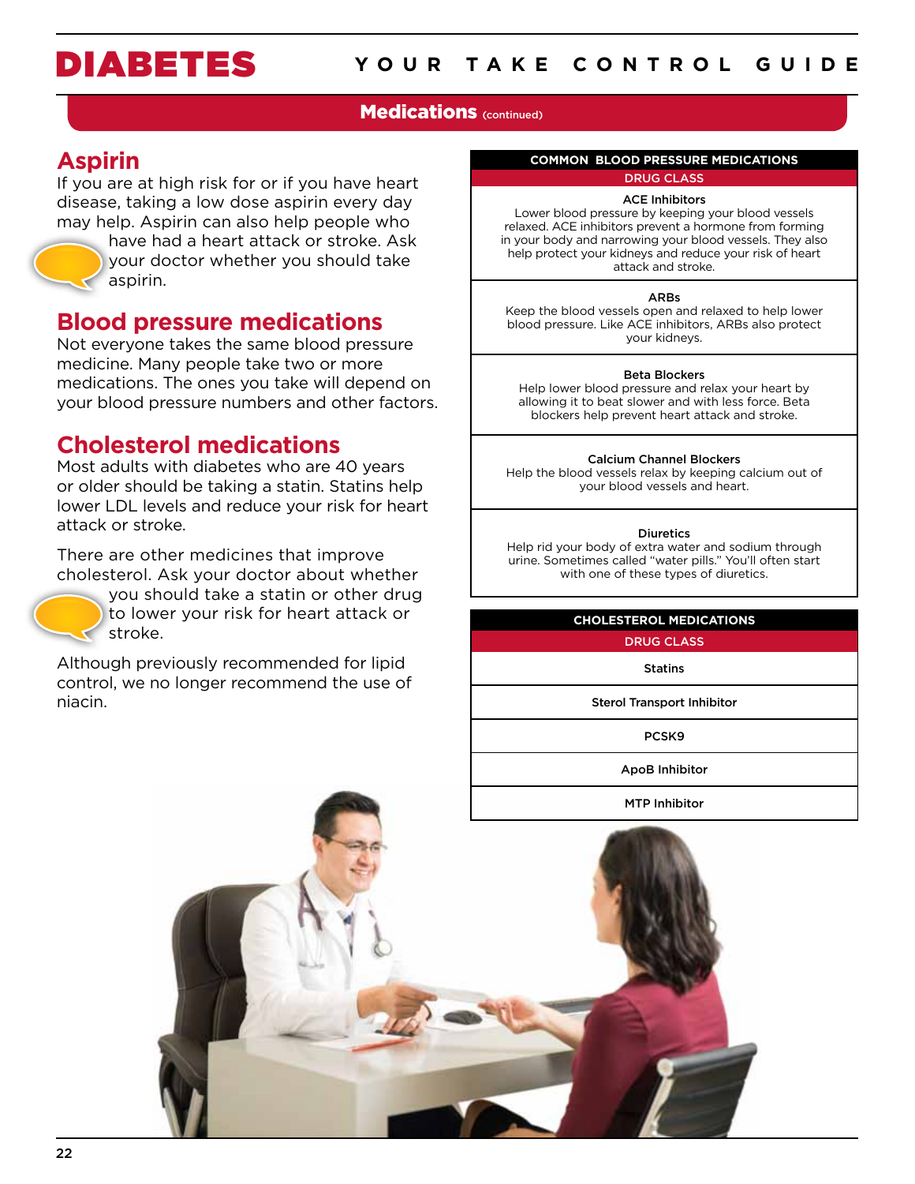## Medications (continued)

## Aspirin

If you are at high risk for or if you have heart disease, taking a low dose aspirin every day may help. Aspirin can also help people who have had a heart attack or stroke. Ask your doctor whether you should take aspirin.

## Blood pressure medications

Not everyone takes the same blood pressure medicine. Many people take two or more medications. The ones you take will depend on your blood pressure numbers and other factors.

## Cholesterol medications

Most adults with diabetes who are 40 years or older should be taking a statin. Statins help lower LDL levels and reduce your risk for heart attack or stroke.

There are other medicines that improve cholesterol. Ask your doctor about whether you should take a statin or other drug to lower your risk for heart attack or stroke.

Although previously recommended for lipid control, we no longer recommend the use of niacin.

| COMMON BLOOD PRESSURE MEDICATIONS |
|---|
| **DRUG CLASS** |
| **ACE Inhibitors**<br>Lower blood pressure by keeping your blood vessels relaxed. ACE inhibitors prevent a hormone from forming in your body and narrowing your blood vessels. They also help protect your kidneys and reduce your risk of heart attack and stroke. |
| **ARBs**<br>Keep the blood vessels open and relaxed to help lower blood pressure. Like ACE inhibitors, ARBs also protect your kidneys. |
| **Beta Blockers**<br>Help lower blood pressure and relax your heart by allowing it to beat slower and with less force. Beta blockers help prevent heart attack and stroke. |
| **Calcium Channel Blockers**<br>Help the blood vessels relax by keeping calcium out of your blood vessels and heart. |
| **Diuretics**<br>Help rid your body of extra water and sodium through urine. Sometimes called "water pills." You'll often start with one of these types of diuretics. |

| CHOLESTEROL MEDICATIONS |
|---|
| **DRUG CLASS** |
| Statins |
| Sterol Transport Inhibitor |
| PCSK9 |
| ApoB Inhibitor |
| MTP Inhibitor |